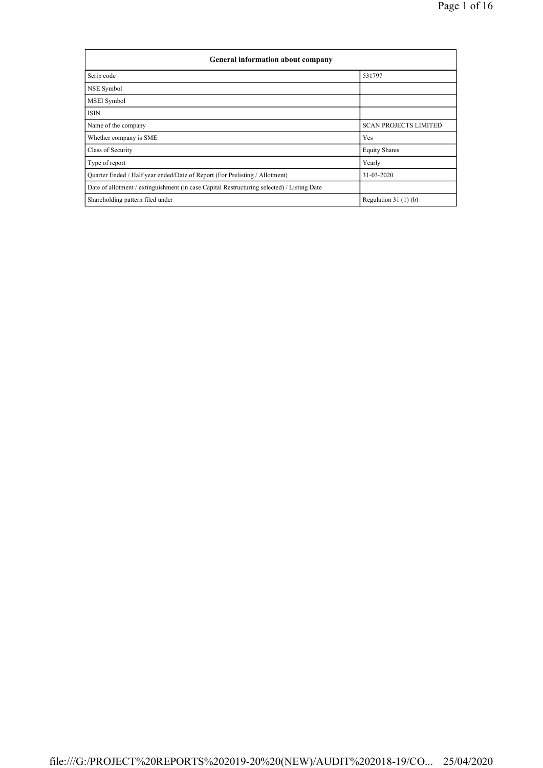| General information about company | |
|---|---|
| Scrip code | 531797 |
| NSE Symbol | |
| MSEI Symbol | |
| ISIN | |
| Name of the company | SCAN PROJECTS LIMITED |
| Whether company is SME | Yes |
| Class of Security | Equity Shares |
| Type of report | Yearly |
| Quarter Ended / Half year ended/Date of Report (For Prelisting / Allotment) | 31-03-2020 |
| Date of allotment / extinguishment (in case Capital Restructuring selected) / Listing Date | |
| Shareholding pattern filed under | Regulation 31 (1) (b) |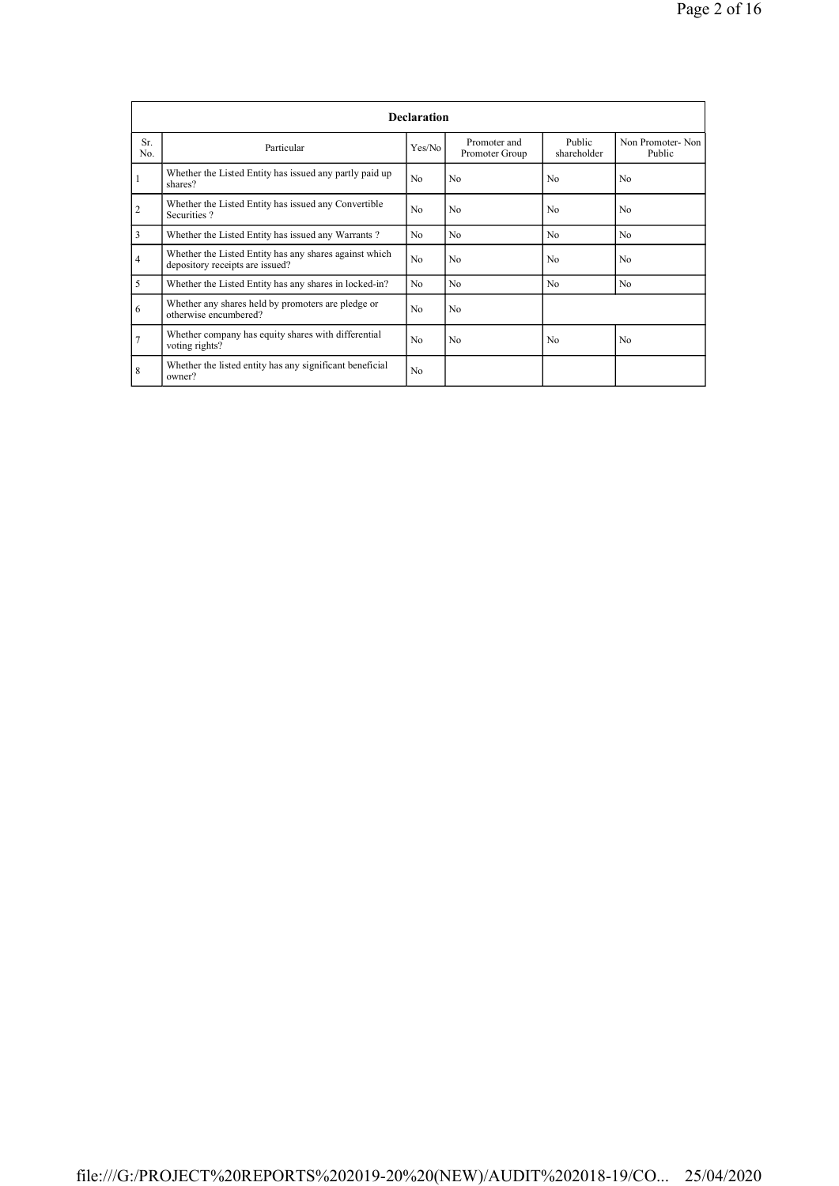| Declaration | | | | | |
|---|---|---|---|---|---|
| Sr. No. | Particular | Yes/No | Promoter and Promoter Group | Public shareholder | Non Promoter- Non Public |
| 1 | Whether the Listed Entity has issued any partly paid up shares? | No | No | No | No |
| 2 | Whether the Listed Entity has issued any Convertible Securities ? | No | No | No | No |
| 3 | Whether the Listed Entity has issued any Warrants ? | No | No | No | No |
| 4 | Whether the Listed Entity has any shares against which depository receipts are issued? | No | No | No | No |
| 5 | Whether the Listed Entity has any shares in locked-in? | No | No | No | No |
| 6 | Whether any shares held by promoters are pledge or otherwise encumbered? | No | No | | |
| 7 | Whether company has equity shares with differential voting rights? | No | No | No | No |
| 8 | Whether the listed entity has any significant beneficial owner? | No | | | |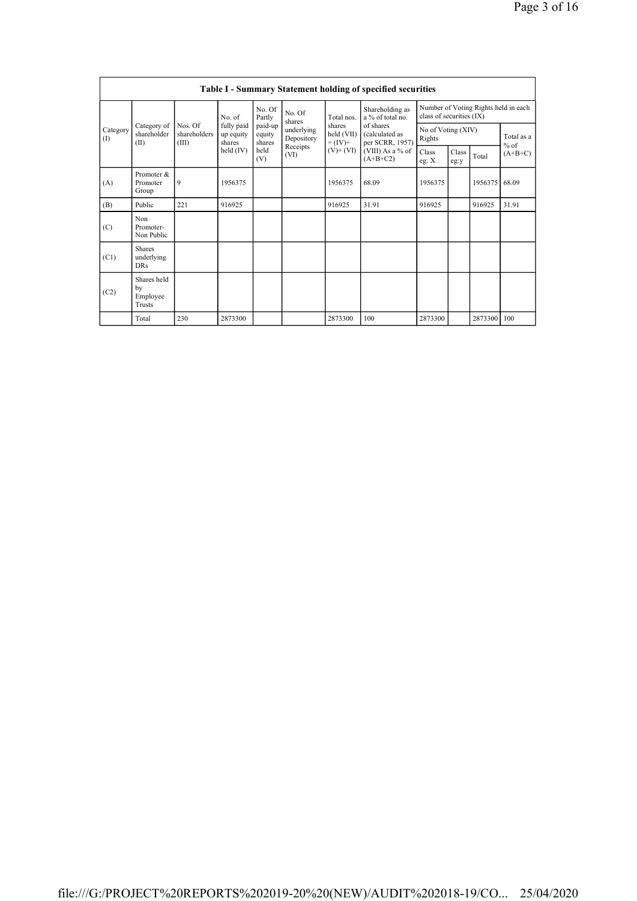## Table I - Summary Statement holding of specified securities

| Category (I) | Category of shareholder (II) | Nos. Of shareholders (III) | No. of fully paid up equity shares held (IV) | No. Of Partly paid-up equity shares held (V) | No. Of shares underlying Depository Receipts (VI) | Total nos. shares held (VII) = (IV)+ (V)+ (VI) | Shareholding as a % of total no. of shares (calculated as per SCRR, 1957) (VIII) As a % of (A+B+C2) | Number of Voting Rights held in each class of securities (IX) | | | |
|---|---|---|---|---|---|---|---|---|---|---|---|
| | | | | | | | | No of Voting (XIV) Rights | | | Total as a % of (A+B+C) |
| | | | | | | | | Class eg: X | Class eg:y | Total | |
| (A) | Promoter & Promoter Group | 9 | 1956375 | | | 1956375 | 68.09 | 1956375 | | 1956375 | 68.09 |
| (B) | Public | 221 | 916925 | | | 916925 | 31.91 | 916925 | | 916925 | 31.91 |
| (C) | Non Promoter- Non Public | | | | | | | | | | |
| (C1) | Shares underlying DRs | | | | | | | | | | |
| (C2) | Shares held by Employee Trusts | | | | | | | | | | |
| | Total | 230 | 2873300 | | | 2873300 | 100 | 2873300 | | 2873300 | 100 |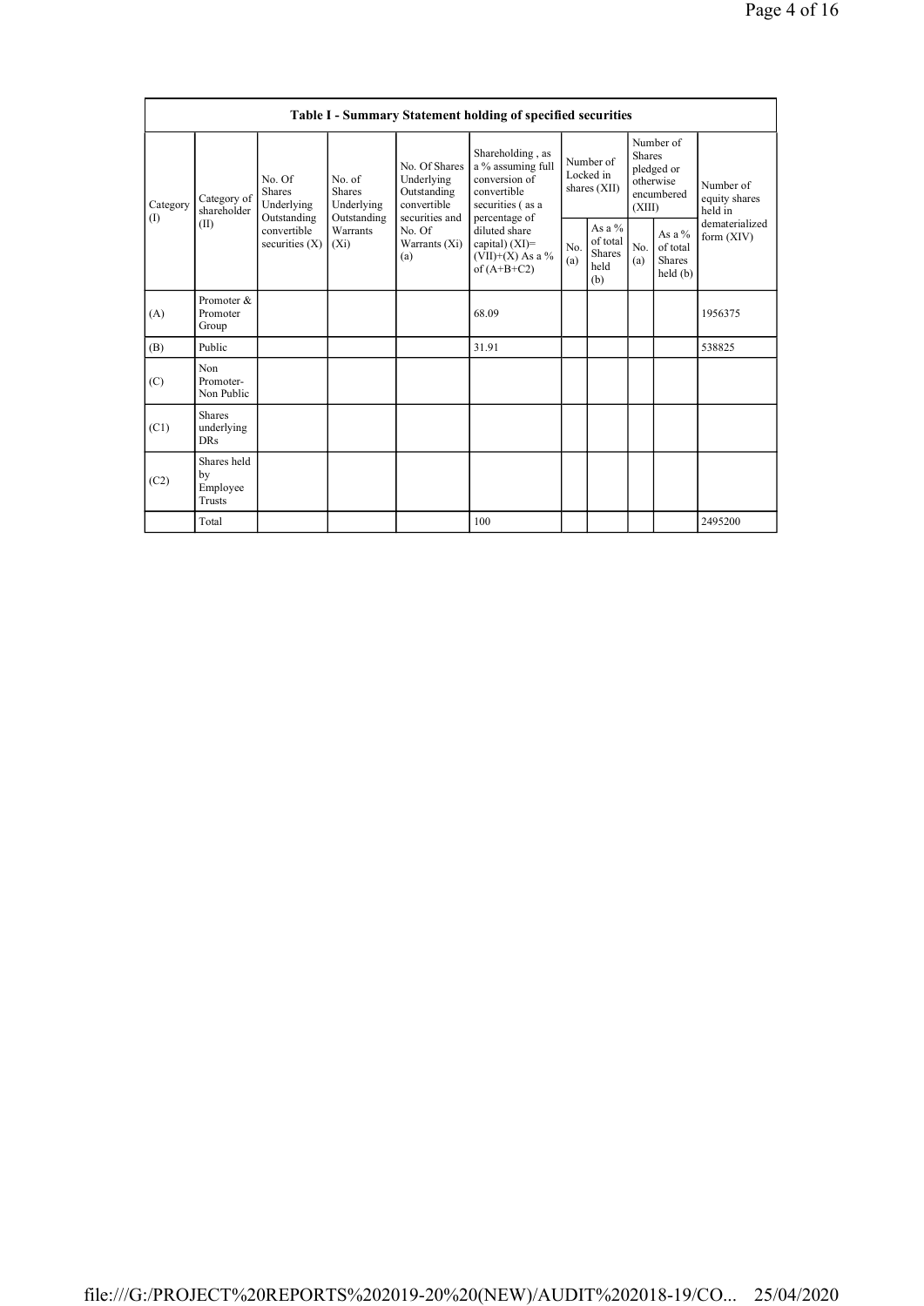| Table I - Summary Statement holding of specified securities | | | | | | | | | | |
|---|---|---|---|---|---|---|---|---|---|---|
| Category (I) | Category of shareholder (II) | No. Of Shares Underlying Outstanding convertible securities (X) | No. of Shares Underlying Outstanding Warrants (Xi) | No. Of Shares Underlying Outstanding convertible securities and No. Of Warrants (Xi) (a) | Shareholding , as a % assuming full conversion of convertible securities ( as a percentage of diluted share capital) (XI)= (VII)+(X) As a % of (A+B+C2) | Number of Locked in shares (XII) | | Number of Shares pledged or otherwise encumbered (XIII) | | Number of equity shares held in dematerialized form (XIV) |
| | | | | | | No. (a) | As a % of total Shares held (b) | No. (a) | As a % of total Shares held (b) | |
| (A) | Promoter & Promoter Group | | | | 68.09 | | | | | 1956375 |
| (B) | Public | | | | 31.91 | | | | | 538825 |
| (C) | Non Promoter- Non Public | | | | | | | | | |
| (C1) | Shares underlying DRs | | | | | | | | | |
| (C2) | Shares held by Employee Trusts | | | | | | | | | |
| | Total | | | | 100 | | | | | 2495200 |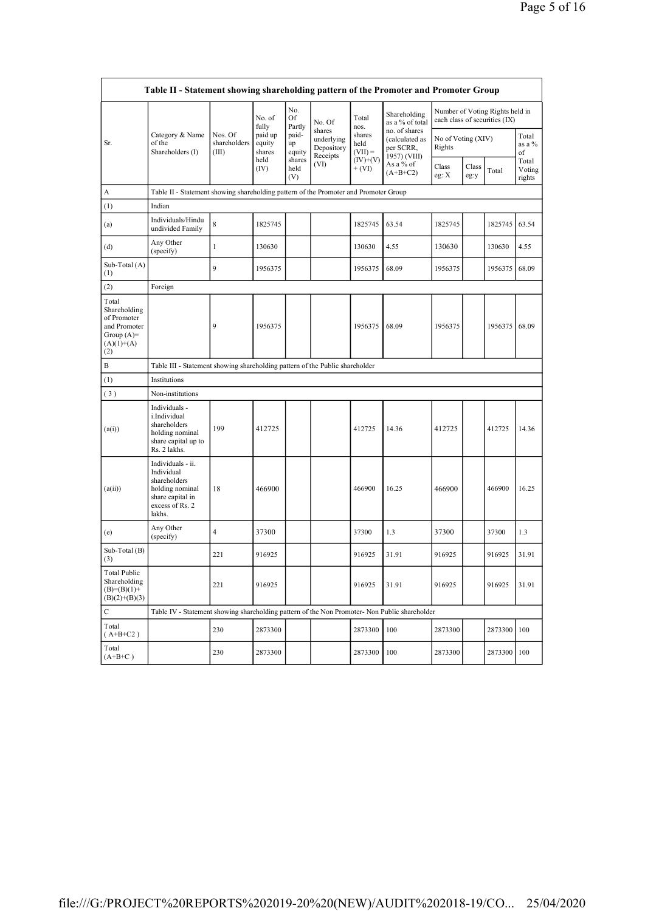| Table II - Statement showing shareholding pattern of the Promoter and Promoter Group | | | | | | | | | | | | |
|---|---|---|---|---|---|---|---|---|---|---|---|---|
| Sr. | Category & Name of the Shareholders (I) | Nos. Of shareholders (III) | No. of fully paid up equity shares held (IV) | No. Of Partly paid-up equity shares held (V) | No. Of shares underlying Depository Receipts (VI) | Total nos. shares held (VII) = (IV)+(V)+ (VI) | Shareholding as a % of total no. of shares (calculated as per SCRR, 1957) (VIII) As a % of (A+B+C2) | Number of Voting Rights held in each class of securities (IX) | | | |
| | | | | | | | | No of Voting (XIV) Rights | | | Total as a % of Total Voting rights |
| | | | | | | | | Class eg: X | Class eg:y | Total | |
| A | Table II - Statement showing shareholding pattern of the Promoter and Promoter Group | | | | | | | | | | |
| (1) | Indian | | | | | | | | | | |
| (a) | Individuals/Hindu undivided Family | 8 | 1825745 | | | 1825745 | 63.54 | 1825745 | | 1825745 | 63.54 |
| (d) | Any Other (specify) | 1 | 130630 | | | 130630 | 4.55 | 130630 | | 130630 | 4.55 |
| Sub-Total (A) (1) | | 9 | 1956375 | | | 1956375 | 68.09 | 1956375 | | 1956375 | 68.09 |
| (2) | Foreign | | | | | | | | | | |
| Total Shareholding of Promoter and Promoter Group (A)= (A)(1)+(A)(2) | | 9 | 1956375 | | | 1956375 | 68.09 | 1956375 | | 1956375 | 68.09 |
| B | Table III - Statement showing shareholding pattern of the Public shareholder | | | | | | | | | | |
| (1) | Institutions | | | | | | | | | | |
| (3) | Non-institutions | | | | | | | | | | |
| (a(i)) | Individuals - i.Individual shareholders holding nominal share capital up to Rs. 2 lakhs. | 199 | 412725 | | | 412725 | 14.36 | 412725 | | 412725 | 14.36 |
| (a(ii)) | Individuals - ii. Individual shareholders holding nominal share capital in excess of Rs. 2 lakhs. | 18 | 466900 | | | 466900 | 16.25 | 466900 | | 466900 | 16.25 |
| (e) | Any Other (specify) | 4 | 37300 | | | 37300 | 1.3 | 37300 | | 37300 | 1.3 |
| Sub-Total (B) (3) | | 221 | 916925 | | | 916925 | 31.91 | 916925 | | 916925 | 31.91 |
| Total Public Shareholding (B)=(B)(1)+(B)(2)+(B)(3) | | 221 | 916925 | | | 916925 | 31.91 | 916925 | | 916925 | 31.91 |
| C | Table IV - Statement showing shareholding pattern of the Non Promoter- Non Public shareholder | | | | | | | | | | |
| Total ( A+B+C2 ) | | 230 | 2873300 | | | 2873300 | 100 | 2873300 | | 2873300 | 100 |
| Total (A+B+C ) | | 230 | 2873300 | | | 2873300 | 100 | 2873300 | | 2873300 | 100 |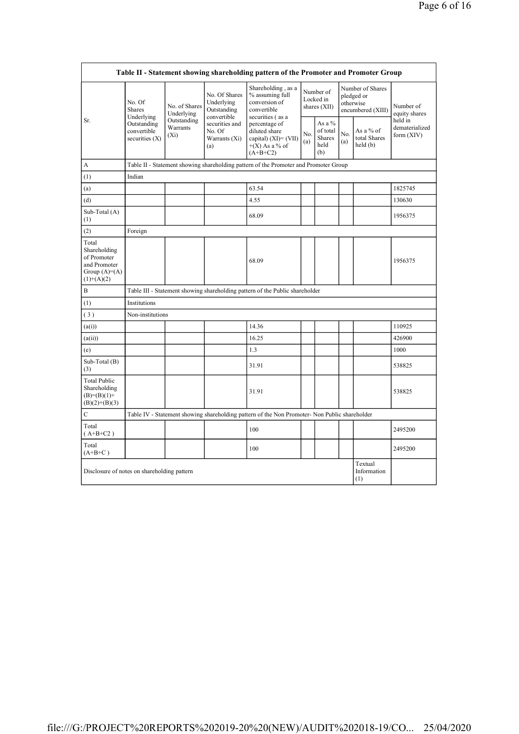| Table II - Statement showing shareholding pattern of the Promoter and Promoter Group | | | | | | | | | |
|---|---|---|---|---|---|---|---|---|---|
| Sr. | No. Of Shares Underlying Outstanding convertible securities (X) | No. of Shares Underlying Outstanding Warrants (Xi) | No. Of Shares Underlying Outstanding convertible securities and No. Of Warrants (Xi) (a) | Shareholding , as a % assuming full conversion of convertible securities ( as a percentage of diluted share capital) (XI)= (VII)+(X) As a % of (A+B+C2) | Number of Locked in shares (XII) | | Number of Shares pledged or otherwise encumbered (XIII) | | Number of equity shares held in dematerialized form (XIV) |
| | | | | | No. (a) | As a % of total Shares held (b) | No. (a) | As a % of total Shares held (b) | |
| A | Table II - Statement showing shareholding pattern of the Promoter and Promoter Group | | | | | | | | |
| (1) | Indian | | | | | | | | |
| (a) | | | | 63.54 | | | | | 1825745 |
| (d) | | | | 4.55 | | | | | 130630 |
| Sub-Total (A) (1) | | | | 68.09 | | | | | 1956375 |
| (2) | Foreign | | | | | | | | |
| Total Shareholding of Promoter and Promoter Group (A)=(A)(1)+(A)(2) | | | | 68.09 | | | | | 1956375 |
| B | Table III - Statement showing shareholding pattern of the Public shareholder | | | | | | | | |
| (1) | Institutions | | | | | | | | |
| ( 3 ) | Non-institutions | | | | | | | | |
| (a(i)) | | | | 14.36 | | | | | 110925 |
| (a(ii)) | | | | 16.25 | | | | | 426900 |
| (e) | | | | 1.3 | | | | | 1000 |
| Sub-Total (B) (3) | | | | 31.91 | | | | | 538825 |
| Total Public Shareholding (B)=(B)(1)+(B)(2)+(B)(3) | | | | 31.91 | | | | | 538825 |
| C | Table IV - Statement showing shareholding pattern of the Non Promoter- Non Public shareholder | | | | | | | | |
| Total ( A+B+C2 ) | | | | 100 | | | | | 2495200 |
| Total (A+B+C ) | | | | 100 | | | | | 2495200 |
| Disclosure of notes on shareholding pattern | | | | | | | | Textual Information (1) | |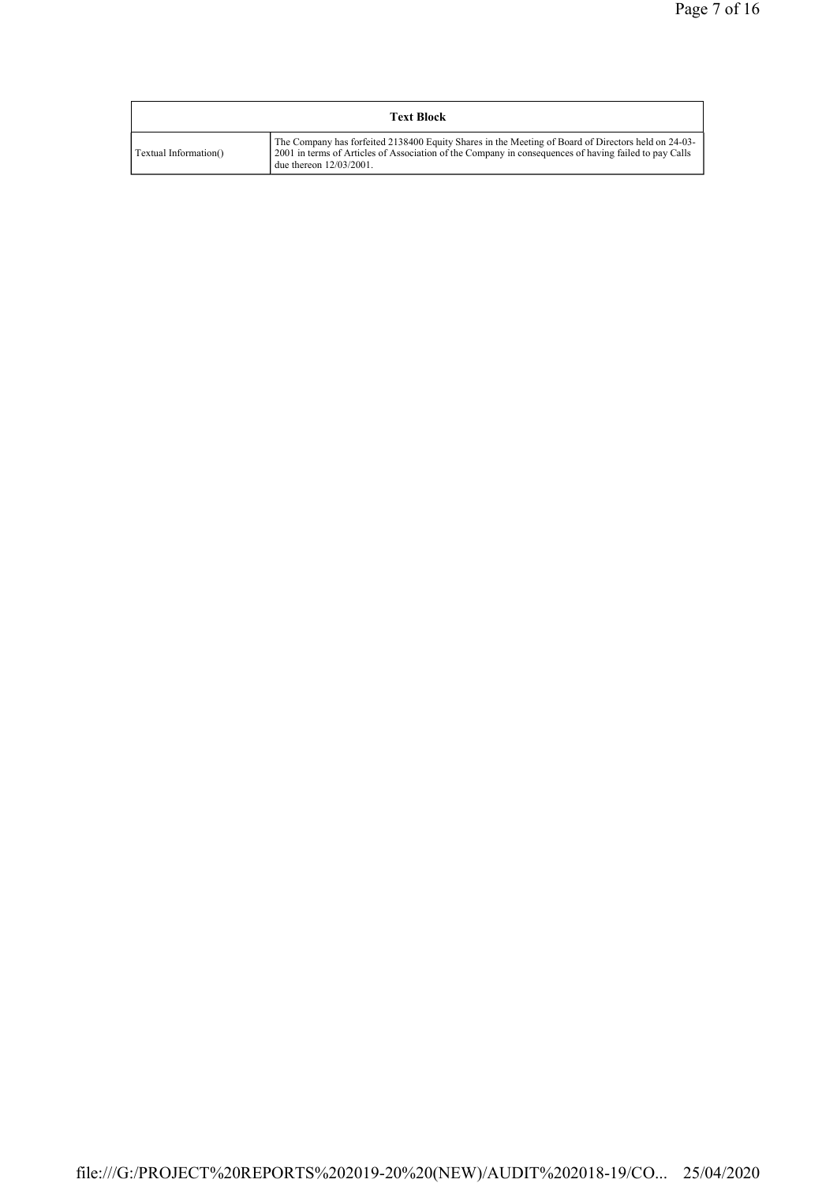| Text Block | |
|---|---|
| Textual Information() | The Company has forfeited 2138400 Equity Shares in the Meeting of Board of Directors held on 24-03-2001 in terms of Articles of Association of the Company in consequences of having failed to pay Calls due thereon 12/03/2001. |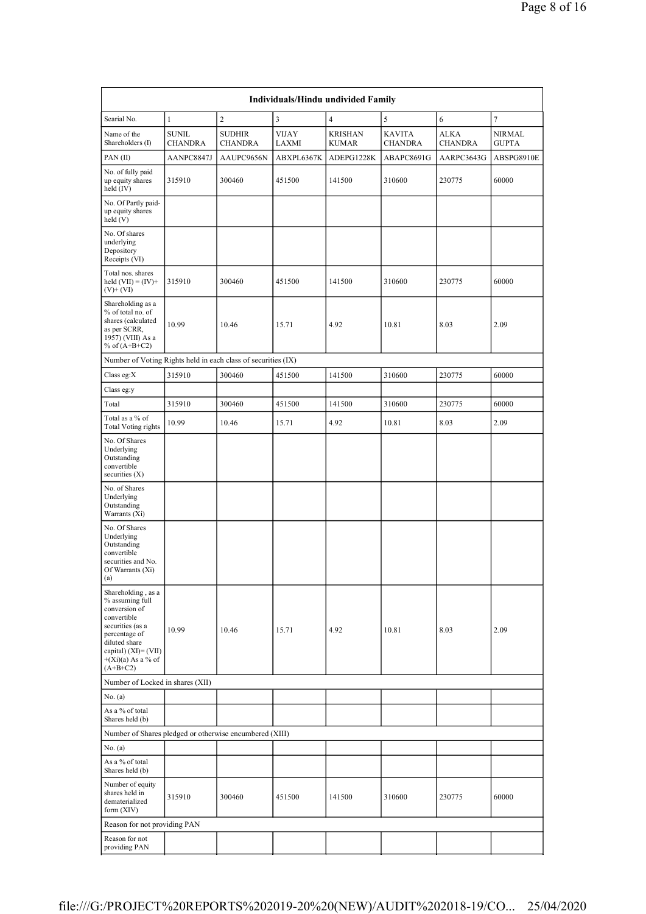| Individuals/Hindu undivided Family | | | | | | | |
|---|---|---|---|---|---|---|---|
| Searial No. | 1 | 2 | 3 | 4 | 5 | 6 | 7 |
| Name of the Shareholders (I) | SUNIL CHANDRA | SUDHIR CHANDRA | VIJAY LAXMI | KRISHAN KUMAR | KAVITA CHANDRA | ALKA CHANDRA | NIRMAL GUPTA |
| PAN (II) | AANPC8847J | AAUPC9656N | ABXPL6367K | ADEPG1228K | ABAPC8691G | AARPC3643G | ABSPG8910E |
| No. of fully paid up equity shares held (IV) | 315910 | 300460 | 451500 | 141500 | 310600 | 230775 | 60000 |
| No. Of Partly paid-up equity shares held (V) | | | | | | | |
| No. Of shares underlying Depository Receipts (VI) | | | | | | | |
| Total nos. shares held (VII) = (IV)+(V)+ (VI) | 315910 | 300460 | 451500 | 141500 | 310600 | 230775 | 60000 |
| Shareholding as a % of total no. of shares (calculated as per SCRR, 1957) (VIII) As a % of (A+B+C2) | 10.99 | 10.46 | 15.71 | 4.92 | 10.81 | 8.03 | 2.09 |
| Number of Voting Rights held in each class of securities (IX) | | | | | | | |
| Class eg:X | 315910 | 300460 | 451500 | 141500 | 310600 | 230775 | 60000 |
| Class eg:y | | | | | | | |
| Total | 315910 | 300460 | 451500 | 141500 | 310600 | 230775 | 60000 |
| Total as a % of Total Voting rights | 10.99 | 10.46 | 15.71 | 4.92 | 10.81 | 8.03 | 2.09 |
| No. Of Shares Underlying Outstanding convertible securities (X) | | | | | | | |
| No. of Shares Underlying Outstanding Warrants (Xi) | | | | | | | |
| No. Of Shares Underlying Outstanding convertible securities and No. Of Warrants (Xi) (a) | | | | | | | |
| Shareholding , as a % assuming full conversion of convertible securities (as a percentage of diluted share capital) (XI)= (VII)+(Xi)(a) As a % of (A+B+C2) | 10.99 | 10.46 | 15.71 | 4.92 | 10.81 | 8.03 | 2.09 |
| Number of Locked in shares (XII) | | | | | | | |
| No. (a) | | | | | | | |
| As a % of total Shares held (b) | | | | | | | |
| Number of Shares pledged or otherwise encumbered (XIII) | | | | | | | |
| No. (a) | | | | | | | |
| As a % of total Shares held (b) | | | | | | | |
| Number of equity shares held in dematerialized form (XIV) | 315910 | 300460 | 451500 | 141500 | 310600 | 230775 | 60000 |
| Reason for not providing PAN | | | | | | | |
| Reason for not providing PAN | | | | | | | |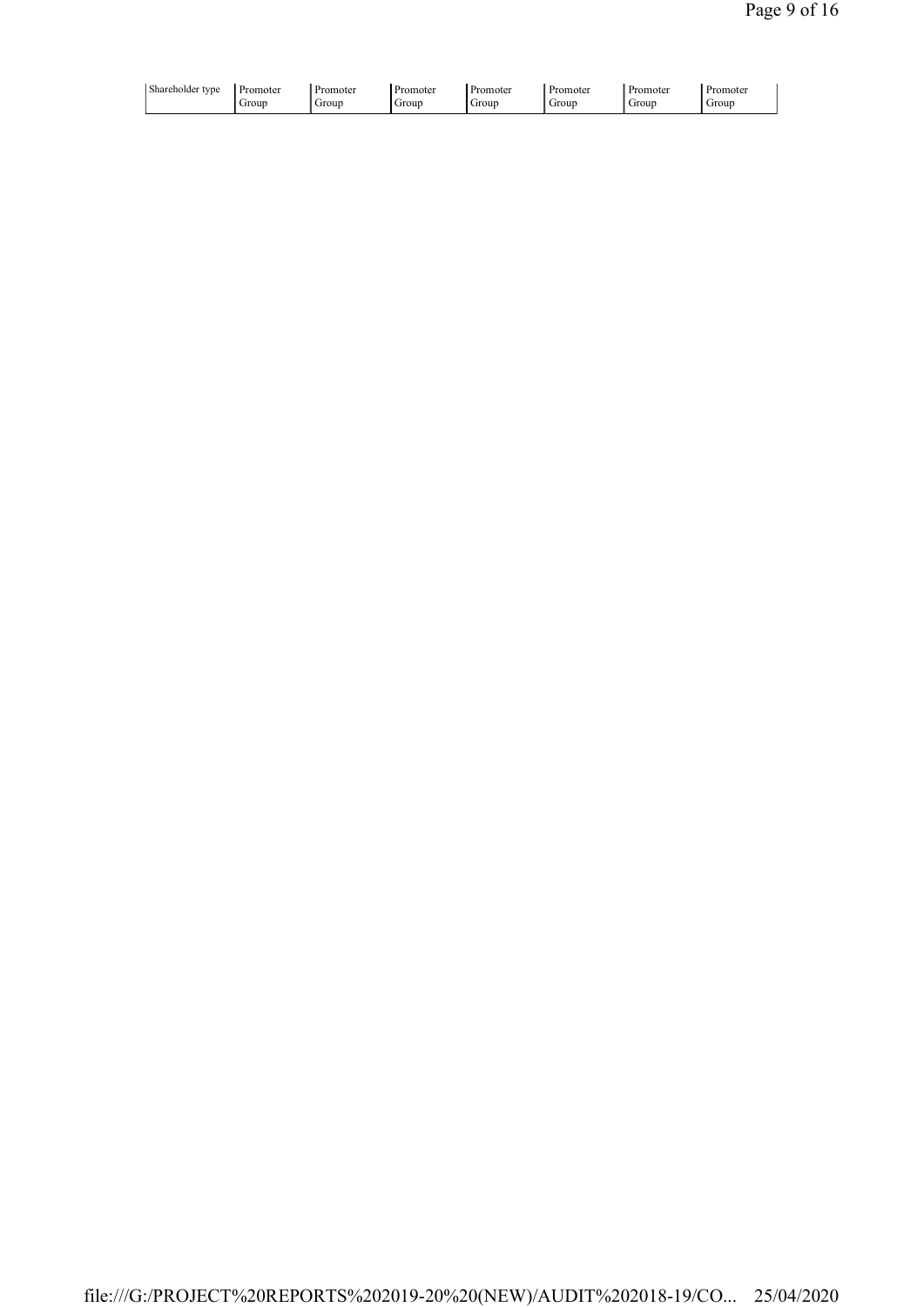| Shareholder type | Promoter Group | Promoter Group | Promoter Group | Promoter Group | Promoter Group | Promoter Group | Promoter Group |
|---|---|---|---|---|---|---|---|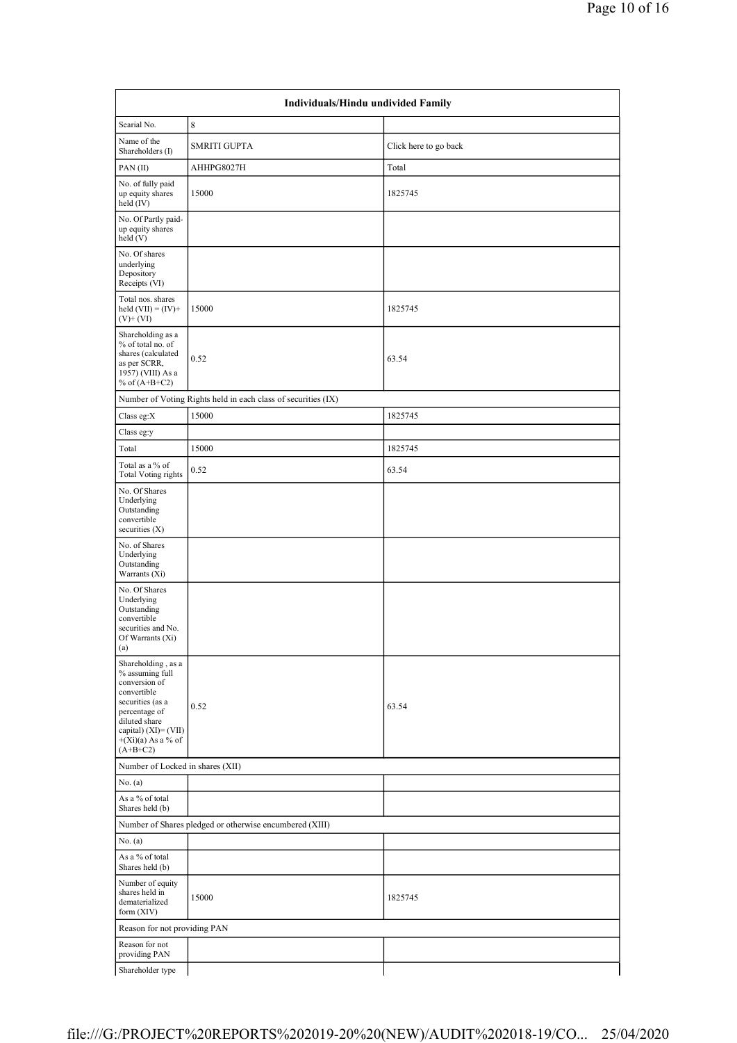| Individuals/Hindu undivided Family | | |
|---|---|---|
| Searial No. | 8 | |
| Name of the Shareholders (I) | SMRITI GUPTA | Click here to go back |
| PAN (II) | AHHPG8027H | Total |
| No. of fully paid up equity shares held (IV) | 15000 | 1825745 |
| No. Of Partly paid-up equity shares held (V) | | |
| No. Of shares underlying Depository Receipts (VI) | | |
| Total nos. shares held (VII) = (IV)+ (V)+ (VI) | 15000 | 1825745 |
| Shareholding as a % of total no. of shares (calculated as per SCRR, 1957) (VIII) As a % of (A+B+C2) | 0.52 | 63.54 |
| Number of Voting Rights held in each class of securities (IX) | | |
| Class eg:X | 15000 | 1825745 |
| Class eg:y | | |
| Total | 15000 | 1825745 |
| Total as a % of Total Voting rights | 0.52 | 63.54 |
| No. Of Shares Underlying Outstanding convertible securities (X) | | |
| No. of Shares Underlying Outstanding Warrants (Xi) | | |
| No. Of Shares Underlying Outstanding convertible securities and No. Of Warrants (Xi) (a) | | |
| Shareholding , as a % assuming full conversion of convertible securities (as a percentage of diluted share capital) (XI)= (VII) +(Xi)(a) As a % of (A+B+C2) | 0.52 | 63.54 |
| Number of Locked in shares (XII) | | |
| No. (a) | | |
| As a % of total Shares held (b) | | |
| Number of Shares pledged or otherwise encumbered (XIII) | | |
| No. (a) | | |
| As a % of total Shares held (b) | | |
| Number of equity shares held in dematerialized form (XIV) | 15000 | 1825745 |
| Reason for not providing PAN | | |
| Reason for not providing PAN | | |
| Shareholder type | | |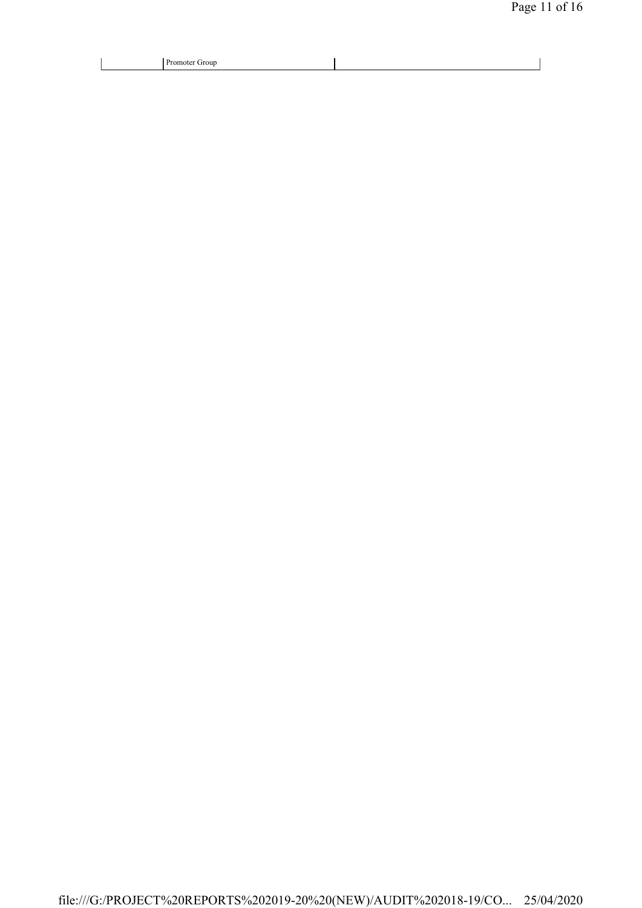|  | Promoter Group |  |
| --- | --- | --- |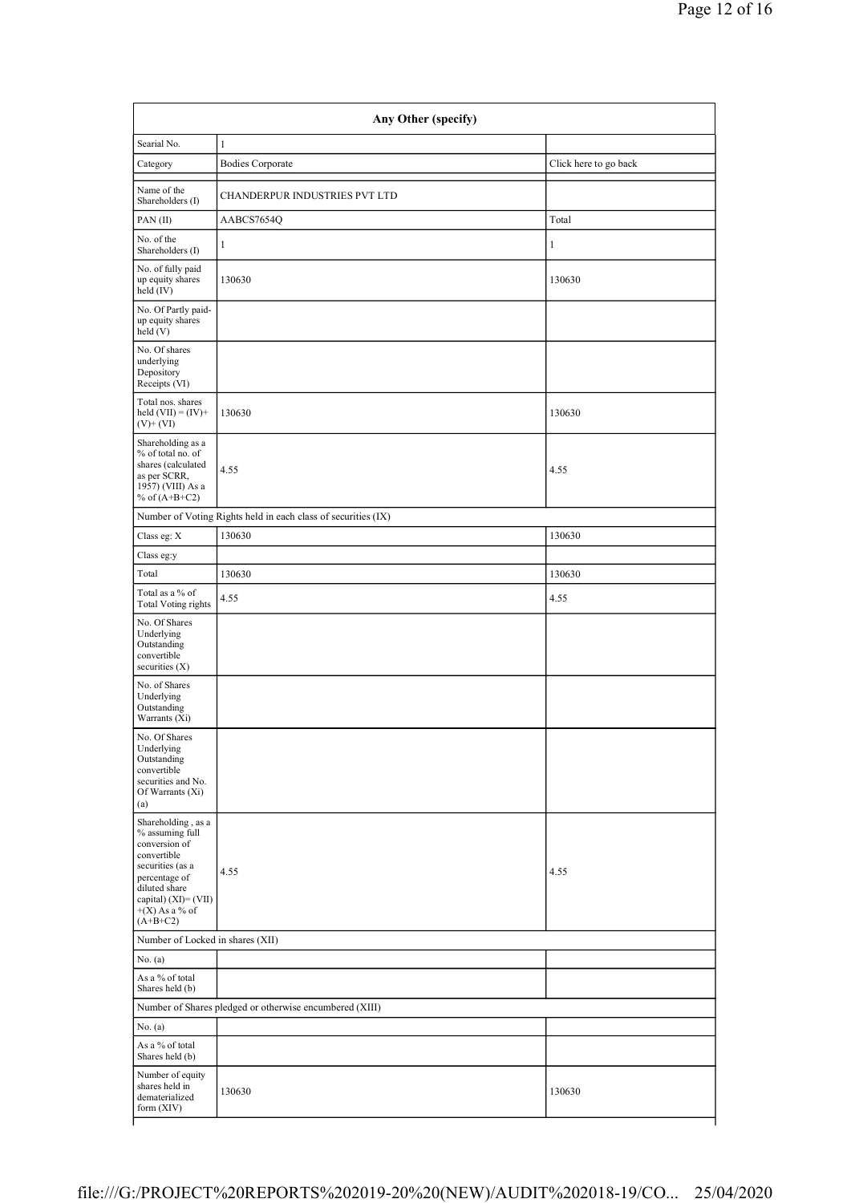| Any Other (specify) | | |
|---|---|---|
| Searial No. | 1 | |
| Category | Bodies Corporate | Click here to go back |
| Name of the Shareholders (I) | CHANDERPUR INDUSTRIES PVT LTD | |
| PAN (II) | AABCS7654Q | Total |
| No. of the Shareholders (I) | 1 | 1 |
| No. of fully paid up equity shares held (IV) | 130630 | 130630 |
| No. Of Partly paid-up equity shares held (V) | | |
| No. Of shares underlying Depository Receipts (VI) | | |
| Total nos. shares held (VII) = (IV)+ (V)+ (VI) | 130630 | 130630 |
| Shareholding as a % of total no. of shares (calculated as per SCRR, 1957) (VIII) As a % of (A+B+C2) | 4.55 | 4.55 |
| Number of Voting Rights held in each class of securities (IX) | | |
| Class eg: X | 130630 | 130630 |
| Class eg:y | | |
| Total | 130630 | 130630 |
| Total as a % of Total Voting rights | 4.55 | 4.55 |
| No. Of Shares Underlying Outstanding convertible securities (X) | | |
| No. of Shares Underlying Outstanding Warrants (Xi) | | |
| No. Of Shares Underlying Outstanding convertible securities and No. Of Warrants (Xi) (a) | | |
| Shareholding , as a % assuming full conversion of convertible securities (as a percentage of diluted share capital) (XI)= (VII) +(X) As a % of (A+B+C2) | 4.55 | 4.55 |
| Number of Locked in shares (XII) | | |
| No. (a) | | |
| As a % of total Shares held (b) | | |
| Number of Shares pledged or otherwise encumbered (XIII) | | |
| No. (a) | | |
| As a % of total Shares held (b) | | |
| Number of equity shares held in dematerialized form (XIV) | 130630 | 130630 |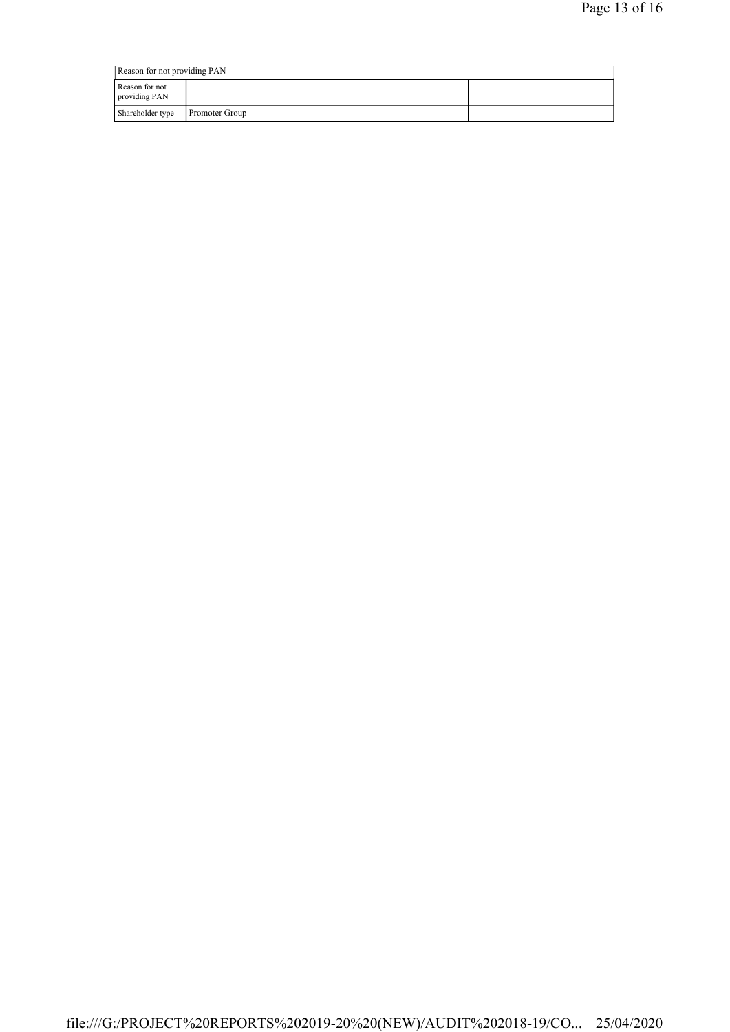| Reason for not providing PAN | | |
|---|---|---|
| Reason for not providing PAN | | |
| Shareholder type | Promoter Group | |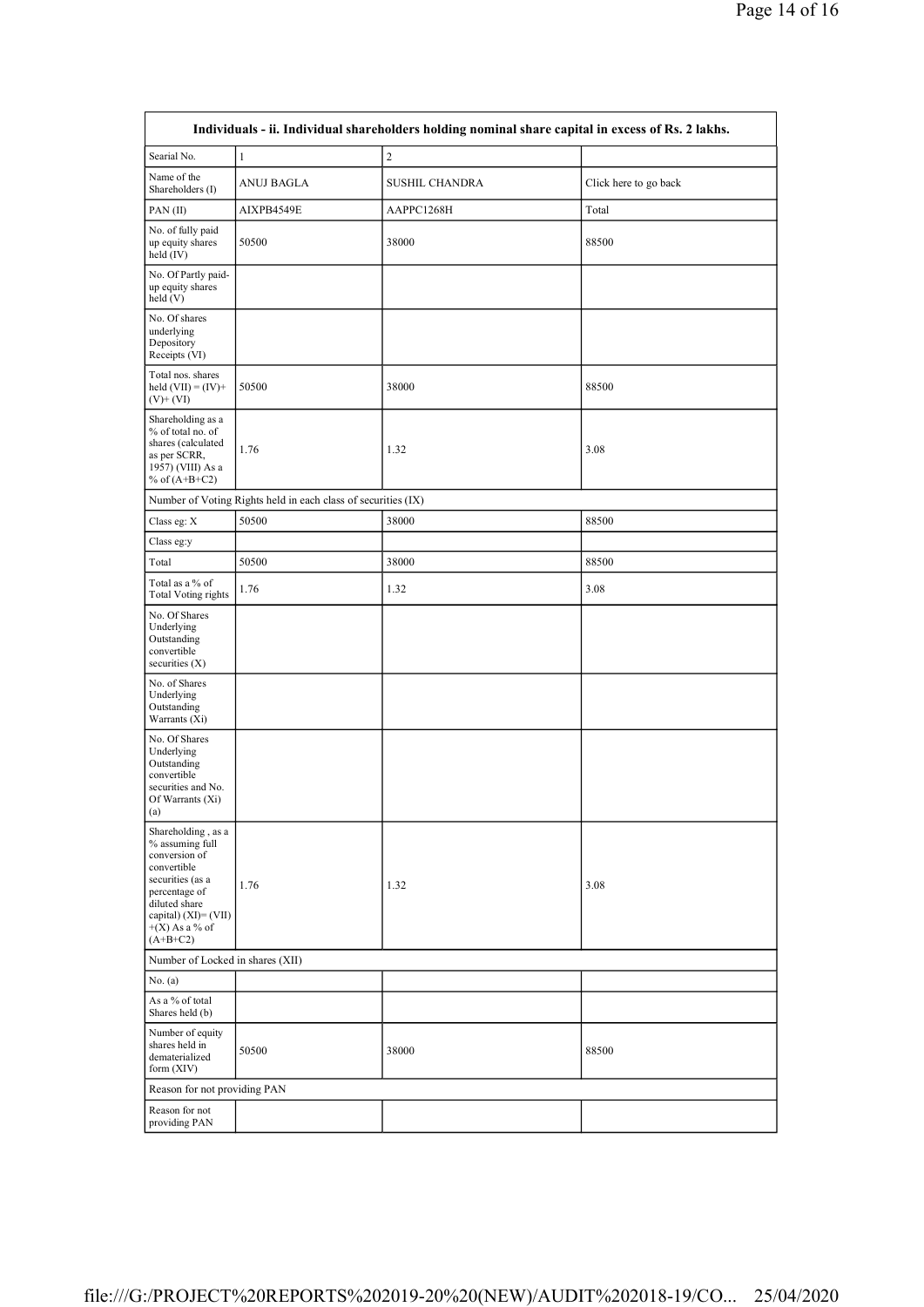| Individuals - ii. Individual shareholders holding nominal share capital in excess of Rs. 2 lakhs. | | | |
|---|---|---|---|
| Searial No. | 1 | 2 | |
| Name of the Shareholders (I) | ANUJ BAGLA | SUSHIL CHANDRA | Click here to go back |
| PAN (II) | AIXPB4549E | AAPPC1268H | Total |
| No. of fully paid up equity shares held (IV) | 50500 | 38000 | 88500 |
| No. Of Partly paid-up equity shares held (V) | | | |
| No. Of shares underlying Depository Receipts (VI) | | | |
| Total nos. shares held (VII) = (IV)+ (V)+ (VI) | 50500 | 38000 | 88500 |
| Shareholding as a % of total no. of shares (calculated as per SCRR, 1957) (VIII) As a % of (A+B+C2) | 1.76 | 1.32 | 3.08 |
| Number of Voting Rights held in each class of securities (IX) | | | |
| Class eg: X | 50500 | 38000 | 88500 |
| Class eg:y | | | |
| Total | 50500 | 38000 | 88500 |
| Total as a % of Total Voting rights | 1.76 | 1.32 | 3.08 |
| No. Of Shares Underlying Outstanding convertible securities (X) | | | |
| No. of Shares Underlying Outstanding Warrants (Xi) | | | |
| No. Of Shares Underlying Outstanding convertible securities and No. Of Warrants (Xi) (a) | | | |
| Shareholding , as a % assuming full conversion of convertible securities (as a percentage of diluted share capital) (XI)= (VII)+(X) As a % of (A+B+C2) | 1.76 | 1.32 | 3.08 |
| Number of Locked in shares (XII) | | | |
| No. (a) | | | |
| As a % of total Shares held (b) | | | |
| Number of equity shares held in dematerialized form (XIV) | 50500 | 38000 | 88500 |
| Reason for not providing PAN | | | |
| Reason for not providing PAN | | | |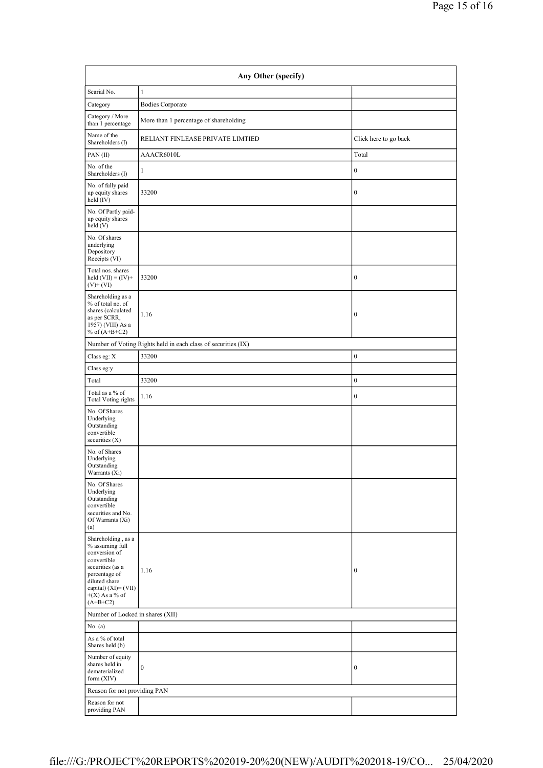| Any Other (specify) | | |
|---|---|---|
| Searial No. | 1 | |
| Category | Bodies Corporate | |
| Category / More than 1 percentage | More than 1 percentage of shareholding | |
| Name of the Shareholders (I) | RELIANT FINLEASE PRIVATE LIMTIED | Click here to go back |
| PAN (II) | AAACR6010L | Total |
| No. of the Shareholders (I) | 1 | 0 |
| No. of fully paid up equity shares held (IV) | 33200 | 0 |
| No. Of Partly paid-up equity shares held (V) | | |
| No. Of shares underlying Depository Receipts (VI) | | |
| Total nos. shares held (VII) = (IV)+(V)+ (VI) | 33200 | 0 |
| Shareholding as a % of total no. of shares (calculated as per SCRR, 1957) (VIII) As a % of (A+B+C2) | 1.16 | 0 |
| Number of Voting Rights held in each class of securities (IX) | | |
| Class eg: X | 33200 | 0 |
| Class eg:y | | |
| Total | 33200 | 0 |
| Total as a % of Total Voting rights | 1.16 | 0 |
| No. Of Shares Underlying Outstanding convertible securities (X) | | |
| No. of Shares Underlying Outstanding Warrants (Xi) | | |
| No. Of Shares Underlying Outstanding convertible securities and No. Of Warrants (Xi) (a) | | |
| Shareholding , as a % assuming full conversion of convertible securities (as a percentage of diluted share capital) (XI)= (VII)+(X) As a % of (A+B+C2) | 1.16 | 0 |
| Number of Locked in shares (XII) | | |
| No. (a) | | |
| As a % of total Shares held (b) | | |
| Number of equity shares held in dematerialized form (XIV) | 0 | 0 |
| Reason for not providing PAN | | |
| Reason for not providing PAN | | |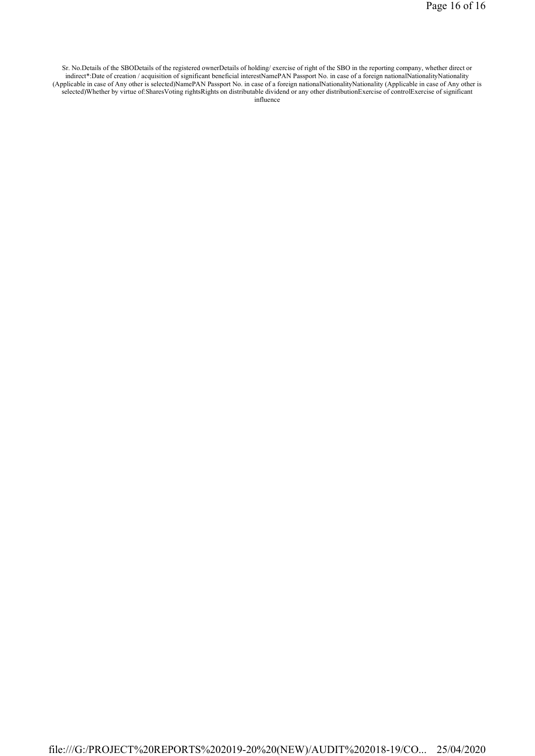Sr. No.Details of the SBODetails of the registered ownerDetails of holding/ exercise of right of the SBO in the reporting company, whether direct or indirect*:Date of creation / acquisition of significant beneficial interestNamePAN Passport No. in case of a foreign nationalNationalityNationality (Applicable in case of Any other is selected)NamePAN Passport No. in case of a foreign nationalNationalityNationality (Applicable in case of Any other is selected)Whether by virtue of:SharesVoting rightsRights on distributable dividend or any other distributionExercise of controlExercise of significant influence